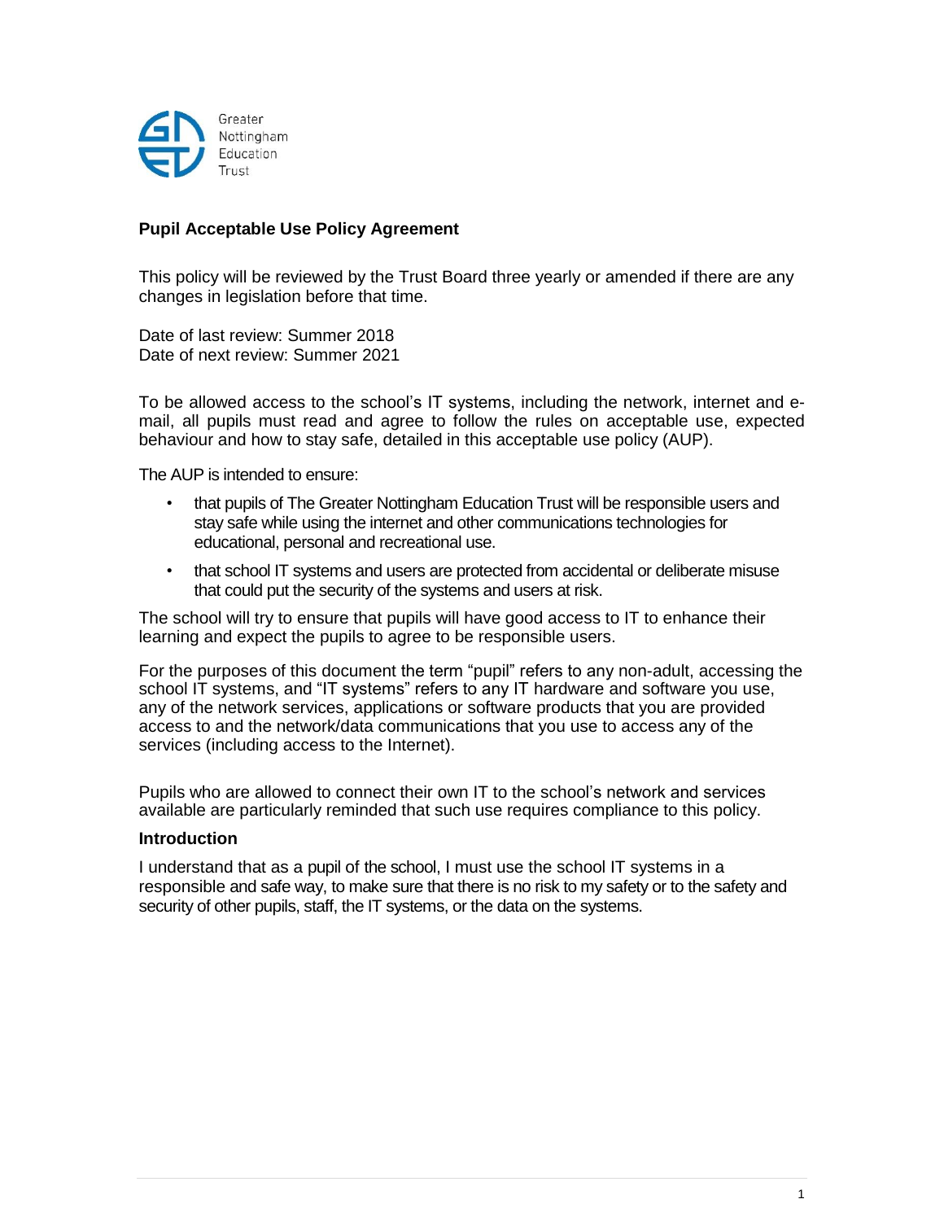Greater Nottingham Education Trust

## Pupil Acceptable Use Policy Agreement

This policy will be reviewed by the Trust Board three yearly or amended if there are any changes in legislation before that time.

Date of last review: Summer 2018
Date of next review: Summer 2021

To be allowed access to the school's IT systems, including the network, internet and e-mail, all pupils must read and agree to follow the rules on acceptable use, expected behaviour and how to stay safe, detailed in this acceptable use policy (AUP).

The AUP is intended to ensure:

- that pupils of The Greater Nottingham Education Trust will be responsible users and stay safe while using the internet and other communications technologies for educational, personal and recreational use.
- that school IT systems and users are protected from accidental or deliberate misuse that could put the security of the systems and users at risk.

The school will try to ensure that pupils will have good access to IT to enhance their learning and expect the pupils to agree to be responsible users.

For the purposes of this document the term "pupil" refers to any non-adult, accessing the school IT systems, and "IT systems" refers to any IT hardware and software you use, any of the network services, applications or software products that you are provided access to and the network/data communications that you use to access any of the services (including access to the Internet).

Pupils who are allowed to connect their own IT to the school's network and services available are particularly reminded that such use requires compliance to this policy.

### Introduction

I understand that as a pupil of the school, I must use the school IT systems in a responsible and safe way, to make sure that there is no risk to my safety or to the safety and security of other pupils, staff, the IT systems, or the data on the systems.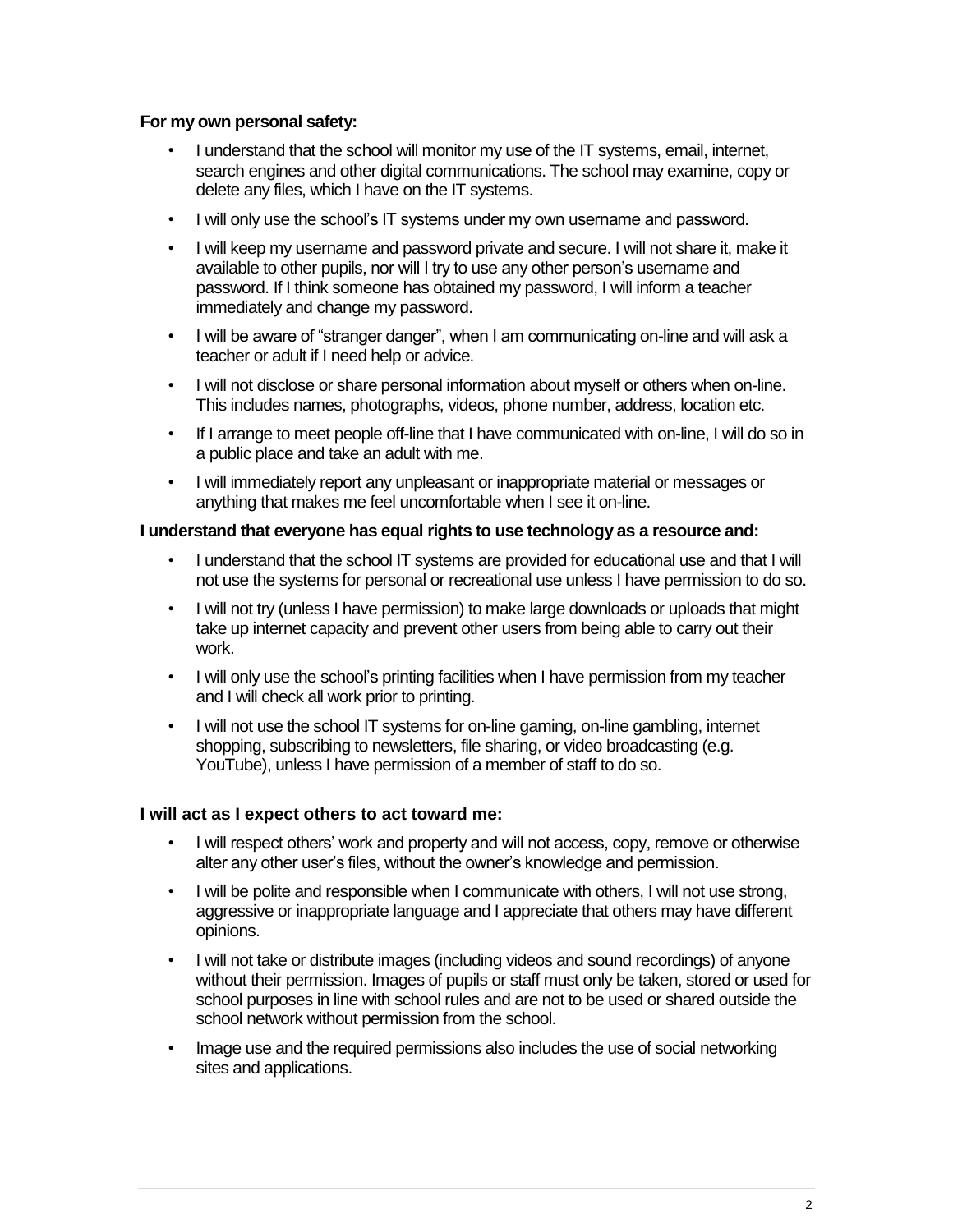**For my own personal safety:**

- I understand that the school will monitor my use of the IT systems, email, internet, search engines and other digital communications. The school may examine, copy or delete any files, which I have on the IT systems.
- I will only use the school's IT systems under my own username and password.
- I will keep my username and password private and secure. I will not share it, make it available to other pupils, nor will I try to use any other person's username and password. If I think someone has obtained my password, I will inform a teacher immediately and change my password.
- I will be aware of "stranger danger", when I am communicating on-line and will ask a teacher or adult if I need help or advice.
- I will not disclose or share personal information about myself or others when on-line. This includes names, photographs, videos, phone number, address, location etc.
- If I arrange to meet people off-line that I have communicated with on-line, I will do so in a public place and take an adult with me.
- I will immediately report any unpleasant or inappropriate material or messages or anything that makes me feel uncomfortable when I see it on-line.

**I understand that everyone has equal rights to use technology as a resource and:**

- I understand that the school IT systems are provided for educational use and that I will not use the systems for personal or recreational use unless I have permission to do so.
- I will not try (unless I have permission) to make large downloads or uploads that might take up internet capacity and prevent other users from being able to carry out their work.
- I will only use the school's printing facilities when I have permission from my teacher and I will check all work prior to printing.
- I will not use the school IT systems for on-line gaming, on-line gambling, internet shopping, subscribing to newsletters, file sharing, or video broadcasting (e.g. YouTube), unless I have permission of a member of staff to do so.

**I will act as I expect others to act toward me:**

- I will respect others' work and property and will not access, copy, remove or otherwise alter any other user's files, without the owner's knowledge and permission.
- I will be polite and responsible when I communicate with others, I will not use strong, aggressive or inappropriate language and I appreciate that others may have different opinions.
- I will not take or distribute images (including videos and sound recordings) of anyone without their permission. Images of pupils or staff must only be taken, stored or used for school purposes in line with school rules and are not to be used or shared outside the school network without permission from the school.
- Image use and the required permissions also includes the use of social networking sites and applications.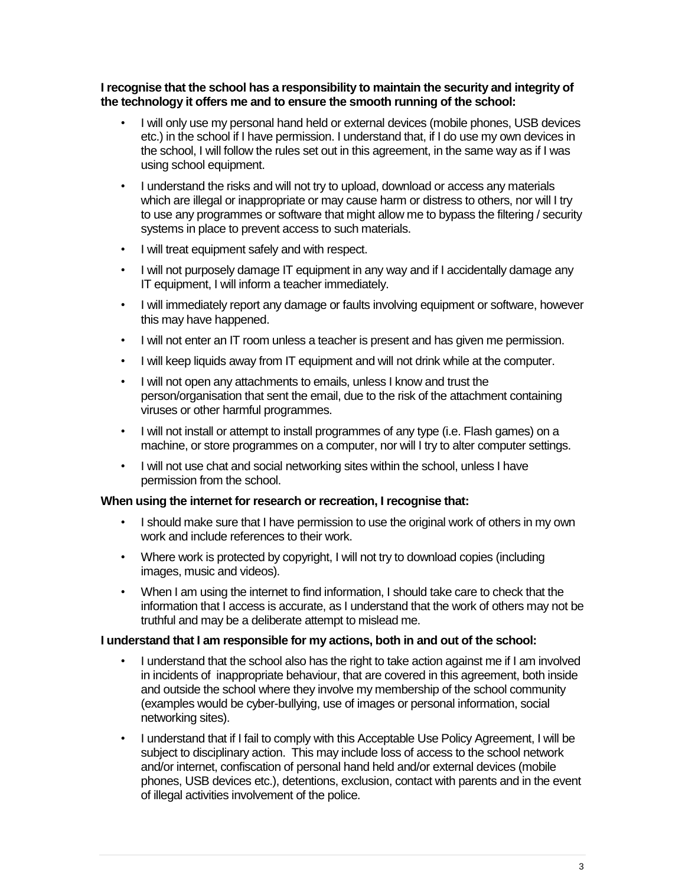**I recognise that the school has a responsibility to maintain the security and integrity of the technology it offers me and to ensure the smooth running of the school:**

- I will only use my personal hand held or external devices (mobile phones, USB devices etc.) in the school if I have permission. I understand that, if I do use my own devices in the school, I will follow the rules set out in this agreement, in the same way as if I was using school equipment.
- I understand the risks and will not try to upload, download or access any materials which are illegal or inappropriate or may cause harm or distress to others, nor will I try to use any programmes or software that might allow me to bypass the filtering / security systems in place to prevent access to such materials.
- I will treat equipment safely and with respect.
- I will not purposely damage IT equipment in any way and if I accidentally damage any IT equipment, I will inform a teacher immediately.
- I will immediately report any damage or faults involving equipment or software, however this may have happened.
- I will not enter an IT room unless a teacher is present and has given me permission.
- I will keep liquids away from IT equipment and will not drink while at the computer.
- I will not open any attachments to emails, unless I know and trust the person/organisation that sent the email, due to the risk of the attachment containing viruses or other harmful programmes.
- I will not install or attempt to install programmes of any type (i.e. Flash games) on a machine, or store programmes on a computer, nor will I try to alter computer settings.
- I will not use chat and social networking sites within the school, unless I have permission from the school.

**When using the internet for research or recreation, I recognise that:**

- I should make sure that I have permission to use the original work of others in my own work and include references to their work.
- Where work is protected by copyright, I will not try to download copies (including images, music and videos).
- When I am using the internet to find information, I should take care to check that the information that I access is accurate, as I understand that the work of others may not be truthful and may be a deliberate attempt to mislead me.

**I understand that I am responsible for my actions, both in and out of the school:**

- I understand that the school also has the right to take action against me if I am involved in incidents of inappropriate behaviour, that are covered in this agreement, both inside and outside the school where they involve my membership of the school community (examples would be cyber-bullying, use of images or personal information, social networking sites).
- I understand that if I fail to comply with this Acceptable Use Policy Agreement, I will be subject to disciplinary action. This may include loss of access to the school network and/or internet, confiscation of personal hand held and/or external devices (mobile phones, USB devices etc.), detentions, exclusion, contact with parents and in the event of illegal activities involvement of the police.